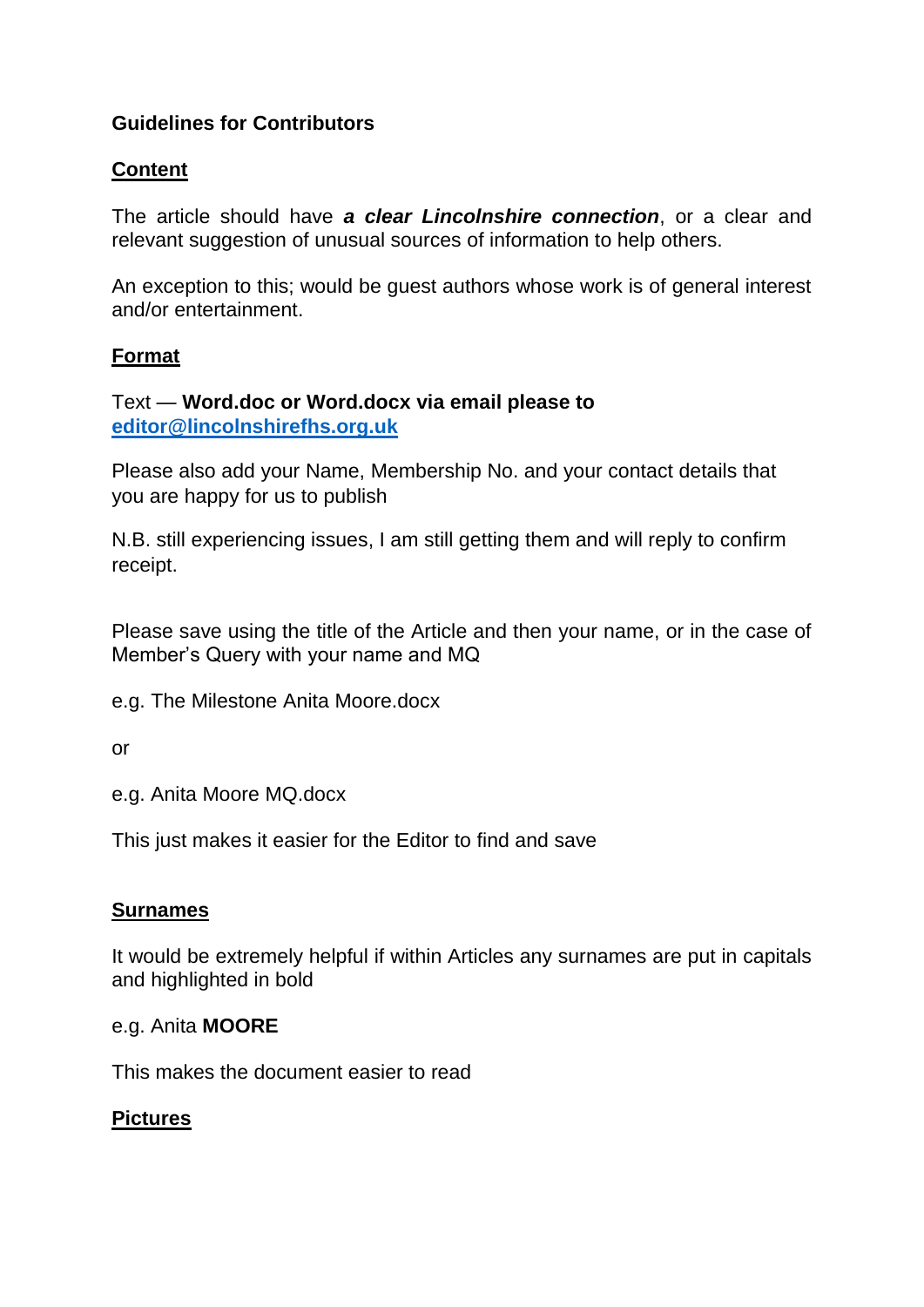**Guidelines for Contributors**

## Content

The article should have ***a clear Lincolnshire connection***, or a clear and relevant suggestion of unusual sources of information to help others.

An exception to this; would be guest authors whose work is of general interest and/or entertainment.

## Format

Text — **Word.doc or Word.docx via email please to [editor@lincolnshirefhs.org.uk](mailto:editor@lincolnshirefhs.org.uk)**

Please also add your Name, Membership No. and your contact details that you are happy for us to publish

N.B. still experiencing issues, I am still getting them and will reply to confirm receipt.

Please save using the title of the Article and then your name, or in the case of Member's Query with your name and MQ

e.g. The Milestone Anita Moore.docx

or

e.g. Anita Moore MQ.docx

This just makes it easier for the Editor to find and save

## Surnames

It would be extremely helpful if within Articles any surnames are put in capitals and highlighted in bold

e.g. Anita **MOORE**

This makes the document easier to read

## Pictures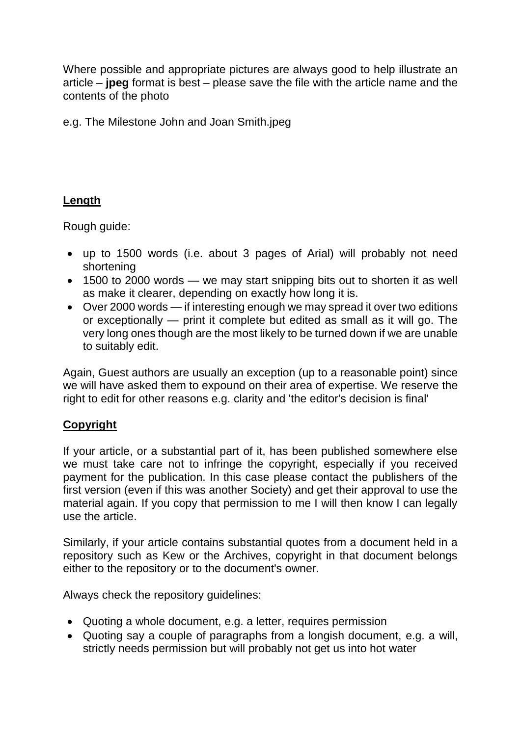Where possible and appropriate pictures are always good to help illustrate an article – **jpeg** format is best – please save the file with the article name and the contents of the photo

e.g. The Milestone John and Joan Smith.jpeg

## Length

Rough guide:

- up to 1500 words (i.e. about 3 pages of Arial) will probably not need shortening
- 1500 to 2000 words — we may start snipping bits out to shorten it as well as make it clearer, depending on exactly how long it is.
- Over 2000 words — if interesting enough we may spread it over two editions or exceptionally — print it complete but edited as small as it will go. The very long ones though are the most likely to be turned down if we are unable to suitably edit.

Again, Guest authors are usually an exception (up to a reasonable point) since we will have asked them to expound on their area of expertise. We reserve the right to edit for other reasons e.g. clarity and 'the editor's decision is final'

## Copyright

If your article, or a substantial part of it, has been published somewhere else we must take care not to infringe the copyright, especially if you received payment for the publication. In this case please contact the publishers of the first version (even if this was another Society) and get their approval to use the material again. If you copy that permission to me I will then know I can legally use the article.

Similarly, if your article contains substantial quotes from a document held in a repository such as Kew or the Archives, copyright in that document belongs either to the repository or to the document's owner.

Always check the repository guidelines:

- Quoting a whole document, e.g. a letter, requires permission
- Quoting say a couple of paragraphs from a longish document, e.g. a will, strictly needs permission but will probably not get us into hot water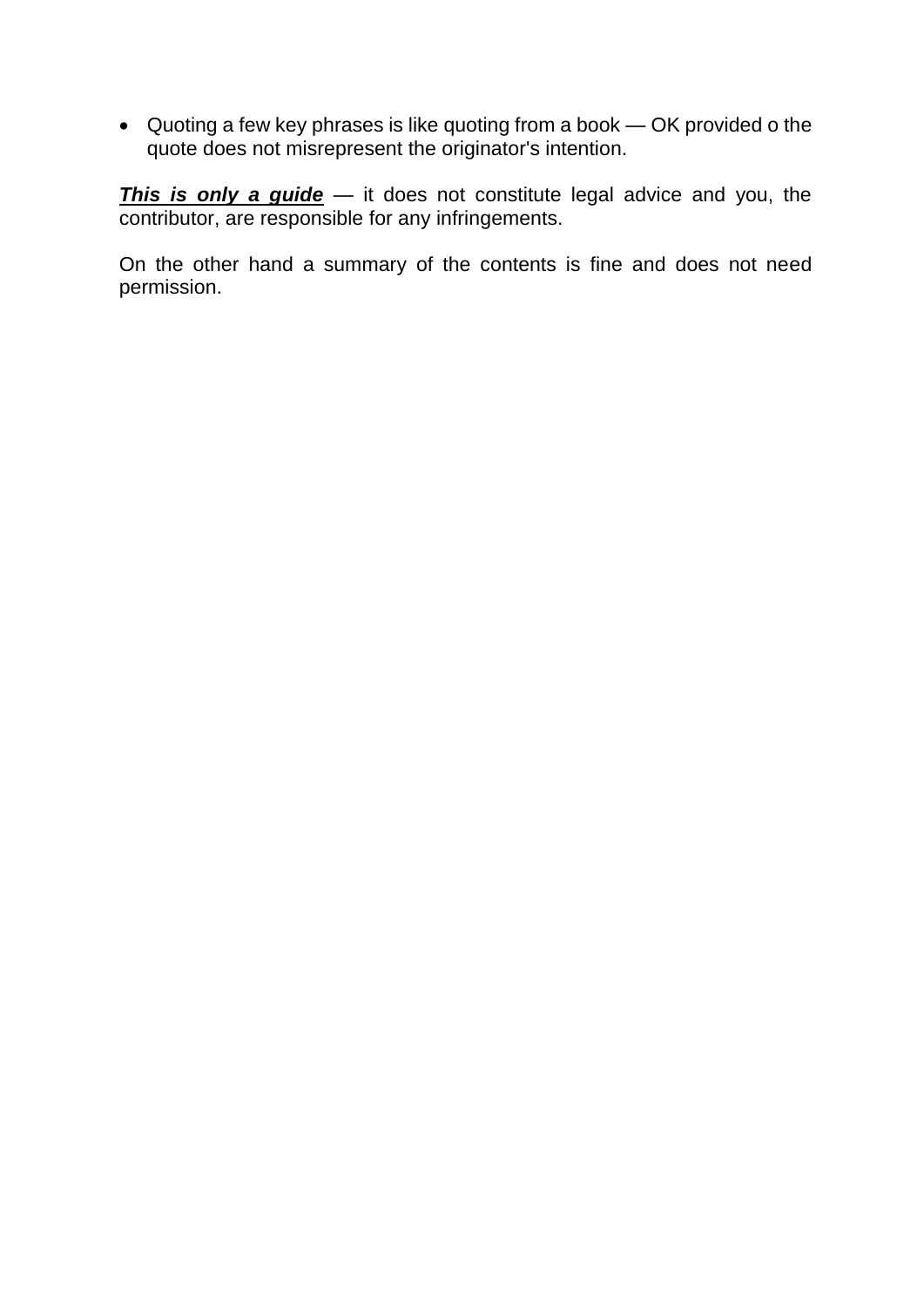- Quoting a few key phrases is like quoting from a book — OK provided o the quote does not misrepresent the originator's intention.

***This is only a guide*** — it does not constitute legal advice and you, the contributor, are responsible for any infringements.

On the other hand a summary of the contents is fine and does not need permission.